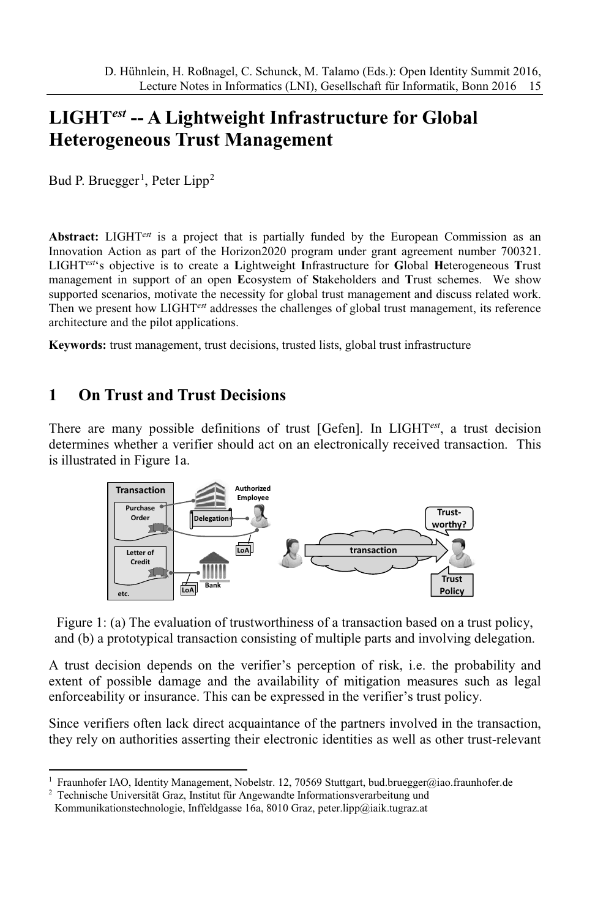# LIGHT$^{est}$ -- A Lightweight Infrastructure for Global Heterogeneous Trust Management

Bud P. Bruegger[1], Peter Lipp[2]

**Abstract:** LIGHT$^{est}$ is a project that is partially funded by the European Commission as an Innovation Action as part of the Horizon2020 program under grant agreement number 700321. LIGHT$^{est}$'s objective is to create a **L**ightweight **I**nfrastructure for **G**lobal **H**eterogeneous **T**rust management in support of an open **E**cosystem of **S**takeholders and **T**rust schemes. We show supported scenarios, motivate the necessity for global trust management and discuss related work. Then we present how LIGHT$^{est}$ addresses the challenges of global trust management, its reference architecture and the pilot applications.

**Keywords:** trust management, trust decisions, trusted lists, global trust infrastructure

## 1 On Trust and Trust Decisions

There are many possible definitions of trust [Gefen]. In LIGHT$^{est}$, a trust decision determines whether a verifier should act on an electronically received transaction. This is illustrated in Figure 1a.

Figure 1: (a) The evaluation of trustworthiness of a transaction based on a trust policy, and (b) a prototypical transaction consisting of multiple parts and involving delegation.

A trust decision depends on the verifier's perception of risk, i.e. the probability and extent of possible damage and the availability of mitigation measures such as legal enforceability or insurance. This can be expressed in the verifier's trust policy.

Since verifiers often lack direct acquaintance of the partners involved in the transaction, they rely on authorities asserting their electronic identities as well as other trust-relevant

---

[1] Fraunhofer IAO, Identity Management, Nobelstr. 12, 70569 Stuttgart, bud.bruegger@iao.fraunhofer.de

[2] Technische Universität Graz, Institut für Angewandte Informationsverarbeitung und Kommunikationstechnologie, Inffeldgasse 16a, 8010 Graz, peter.lipp@iaik.tugraz.at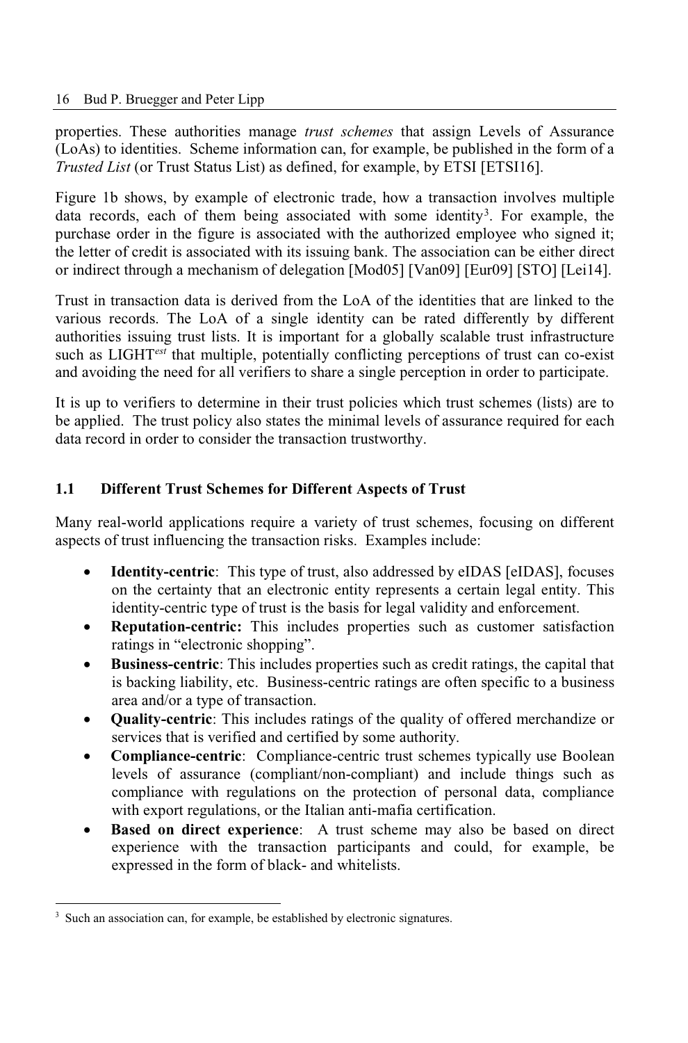properties. These authorities manage *trust schemes* that assign Levels of Assurance (LoAs) to identities. Scheme information can, for example, be published in the form of a *Trusted List* (or Trust Status List) as defined, for example, by ETSI [ETSI16].

Figure 1b shows, by example of electronic trade, how a transaction involves multiple data records, each of them being associated with some identity[3]. For example, the purchase order in the figure is associated with the authorized employee who signed it; the letter of credit is associated with its issuing bank. The association can be either direct or indirect through a mechanism of delegation [Mod05] [Van09] [Eur09] [STO] [Lei14].

Trust in transaction data is derived from the LoA of the identities that are linked to the various records. The LoA of a single identity can be rated differently by different authorities issuing trust lists. It is important for a globally scalable trust infrastructure such as LIGHT*est* that multiple, potentially conflicting perceptions of trust can co-exist and avoiding the need for all verifiers to share a single perception in order to participate.

It is up to verifiers to determine in their trust policies which trust schemes (lists) are to be applied. The trust policy also states the minimal levels of assurance required for each data record in order to consider the transaction trustworthy.

### 1.1 Different Trust Schemes for Different Aspects of Trust

Many real-world applications require a variety of trust schemes, focusing on different aspects of trust influencing the transaction risks. Examples include:

- **Identity-centric**: This type of trust, also addressed by eIDAS [eIDAS], focuses on the certainty that an electronic entity represents a certain legal entity. This identity-centric type of trust is the basis for legal validity and enforcement.
- **Reputation-centric:** This includes properties such as customer satisfaction ratings in "electronic shopping".
- **Business-centric**: This includes properties such as credit ratings, the capital that is backing liability, etc. Business-centric ratings are often specific to a business area and/or a type of transaction.
- **Quality-centric**: This includes ratings of the quality of offered merchandize or services that is verified and certified by some authority.
- **Compliance-centric**: Compliance-centric trust schemes typically use Boolean levels of assurance (compliant/non-compliant) and include things such as compliance with regulations on the protection of personal data, compliance with export regulations, or the Italian anti-mafia certification.
- **Based on direct experience**: A trust scheme may also be based on direct experience with the transaction participants and could, for example, be expressed in the form of black- and whitelists.

---

[3] Such an association can, for example, be established by electronic signatures.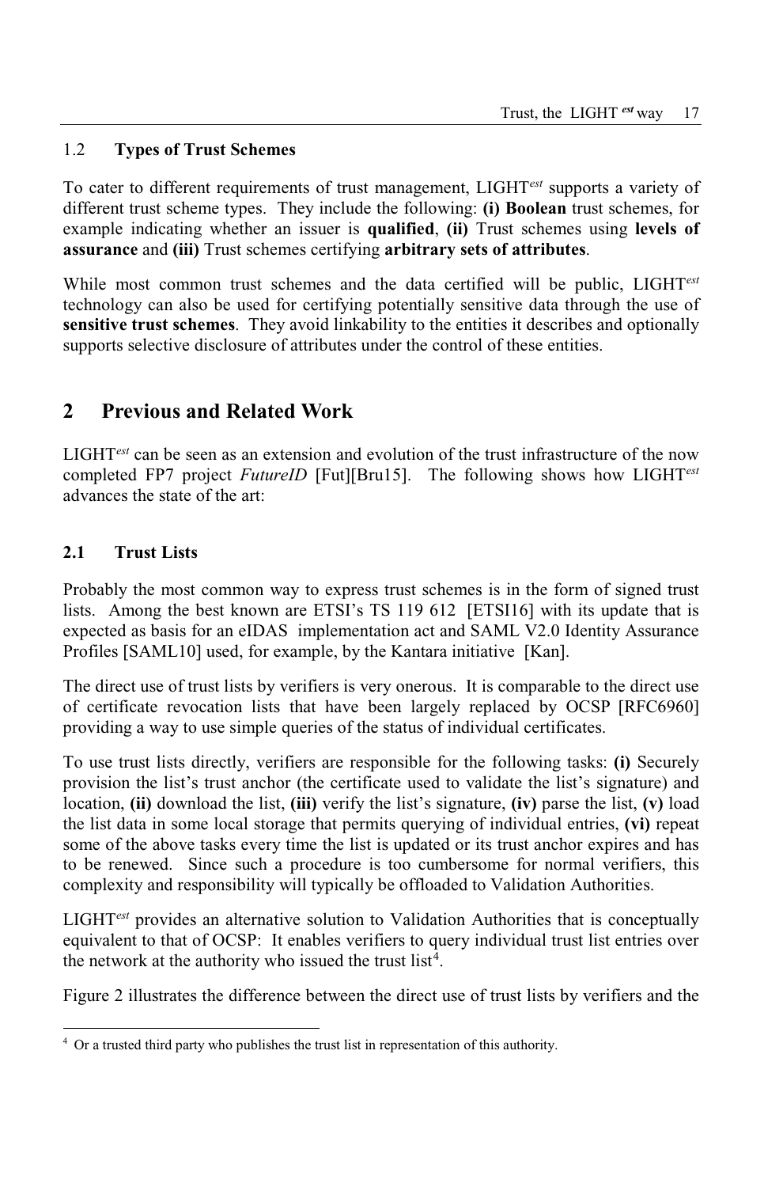### 1.2 Types of Trust Schemes

To cater to different requirements of trust management, LIGHT*est* supports a variety of different trust scheme types. They include the following: **(i) Boolean** trust schemes, for example indicating whether an issuer is **qualified**, **(ii)** Trust schemes using **levels of assurance** and **(iii)** Trust schemes certifying **arbitrary sets of attributes**.

While most common trust schemes and the data certified will be public, LIGHT*est* technology can also be used for certifying potentially sensitive data through the use of **sensitive trust schemes**. They avoid linkability to the entities it describes and optionally supports selective disclosure of attributes under the control of these entities.

## 2 Previous and Related Work

LIGHT*est* can be seen as an extension and evolution of the trust infrastructure of the now completed FP7 project *FutureID* [Fut][Bru15]. The following shows how LIGHT*est* advances the state of the art:

### 2.1 Trust Lists

Probably the most common way to express trust schemes is in the form of signed trust lists. Among the best known are ETSI's TS 119 612 [ETSI16] with its update that is expected as basis for an eIDAS implementation act and SAML V2.0 Identity Assurance Profiles [SAML10] used, for example, by the Kantara initiative [Kan].

The direct use of trust lists by verifiers is very onerous. It is comparable to the direct use of certificate revocation lists that have been largely replaced by OCSP [RFC6960] providing a way to use simple queries of the status of individual certificates.

To use trust lists directly, verifiers are responsible for the following tasks: **(i)** Securely provision the list's trust anchor (the certificate used to validate the list's signature) and location, **(ii)** download the list, **(iii)** verify the list's signature, **(iv)** parse the list, **(v)** load the list data in some local storage that permits querying of individual entries, **(vi)** repeat some of the above tasks every time the list is updated or its trust anchor expires and has to be renewed. Since such a procedure is too cumbersome for normal verifiers, this complexity and responsibility will typically be offloaded to Validation Authorities.

LIGHT*est* provides an alternative solution to Validation Authorities that is conceptually equivalent to that of OCSP: It enables verifiers to query individual trust list entries over the network at the authority who issued the trust list[4].

Figure 2 illustrates the difference between the direct use of trust lists by verifiers and the

[4] Or a trusted third party who publishes the trust list in representation of this authority.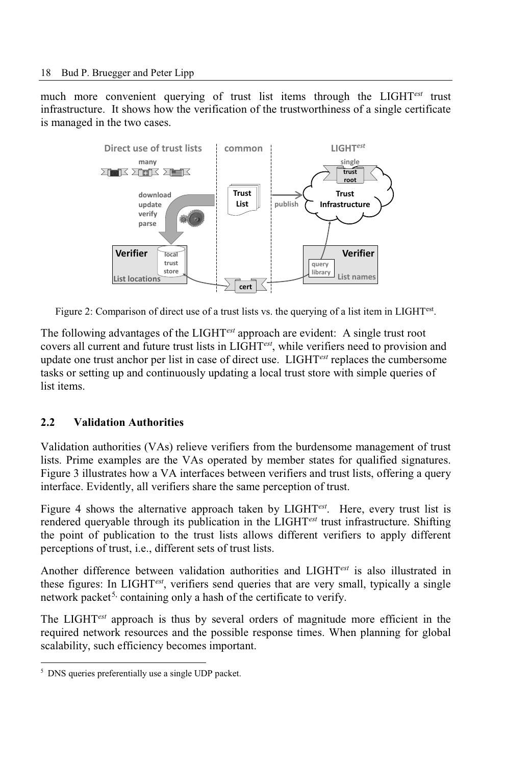much more convenient querying of trust list items through the LIGHT*est* trust infrastructure. It shows how the verification of the trustworthiness of a single certificate is managed in the two cases.

Figure 2: Comparison of direct use of a trust lists vs. the querying of a list item in LIGHT*est*.

The following advantages of the LIGHT*est* approach are evident: A single trust root covers all current and future trust lists in LIGHT*est*, while verifiers need to provision and update one trust anchor per list in case of direct use. LIGHT*est* replaces the cumbersome tasks or setting up and continuously updating a local trust store with simple queries of list items.

### 2.2 Validation Authorities

Validation authorities (VAs) relieve verifiers from the burdensome management of trust lists. Prime examples are the VAs operated by member states for qualified signatures. Figure 3 illustrates how a VA interfaces between verifiers and trust lists, offering a query interface. Evidently, all verifiers share the same perception of trust.

Figure 4 shows the alternative approach taken by LIGHT*est*. Here, every trust list is rendered queryable through its publication in the LIGHT*est* trust infrastructure. Shifting the point of publication to the trust lists allows different verifiers to apply different perceptions of trust, i.e., different sets of trust lists.

Another difference between validation authorities and LIGHT*est* is also illustrated in these figures: In LIGHT*est*, verifiers send queries that are very small, typically a single network packet[5], containing only a hash of the certificate to verify.

The LIGHT*est* approach is thus by several orders of magnitude more efficient in the required network resources and the possible response times. When planning for global scalability, such efficiency becomes important.

---

[5] DNS queries preferentially use a single UDP packet.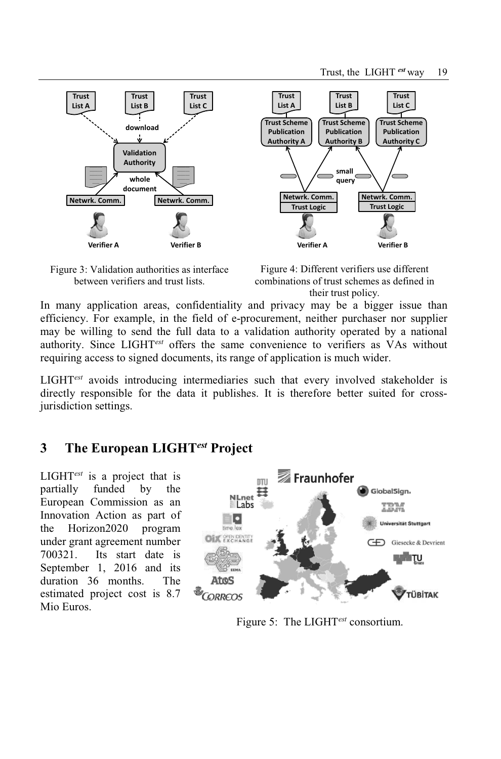Figure 3: Validation authorities as interface between verifiers and trust lists.

Figure 4: Different verifiers use different combinations of trust schemes as defined in their trust policy.

In many application areas, confidentiality and privacy may be a bigger issue than efficiency. For example, in the field of e-procurement, neither purchaser nor supplier may be willing to send the full data to a validation authority operated by a national authority. Since LIGHT*est* offers the same convenience to verifiers as VAs without requiring access to signed documents, its range of application is much wider.

LIGHT*est* avoids introducing intermediaries such that every involved stakeholder is directly responsible for the data it publishes. It is therefore better suited for cross-jurisdiction settings.

## 3 The European LIGHT*est* Project

LIGHT*est* is a project that is partially funded by the European Commission as an Innovation Action as part of the Horizon2020 program under grant agreement number 700321. Its start date is September 1, 2016 and its duration 36 months. The estimated project cost is 8.7 Mio Euros.

Figure 5: The LIGHT*est* consortium.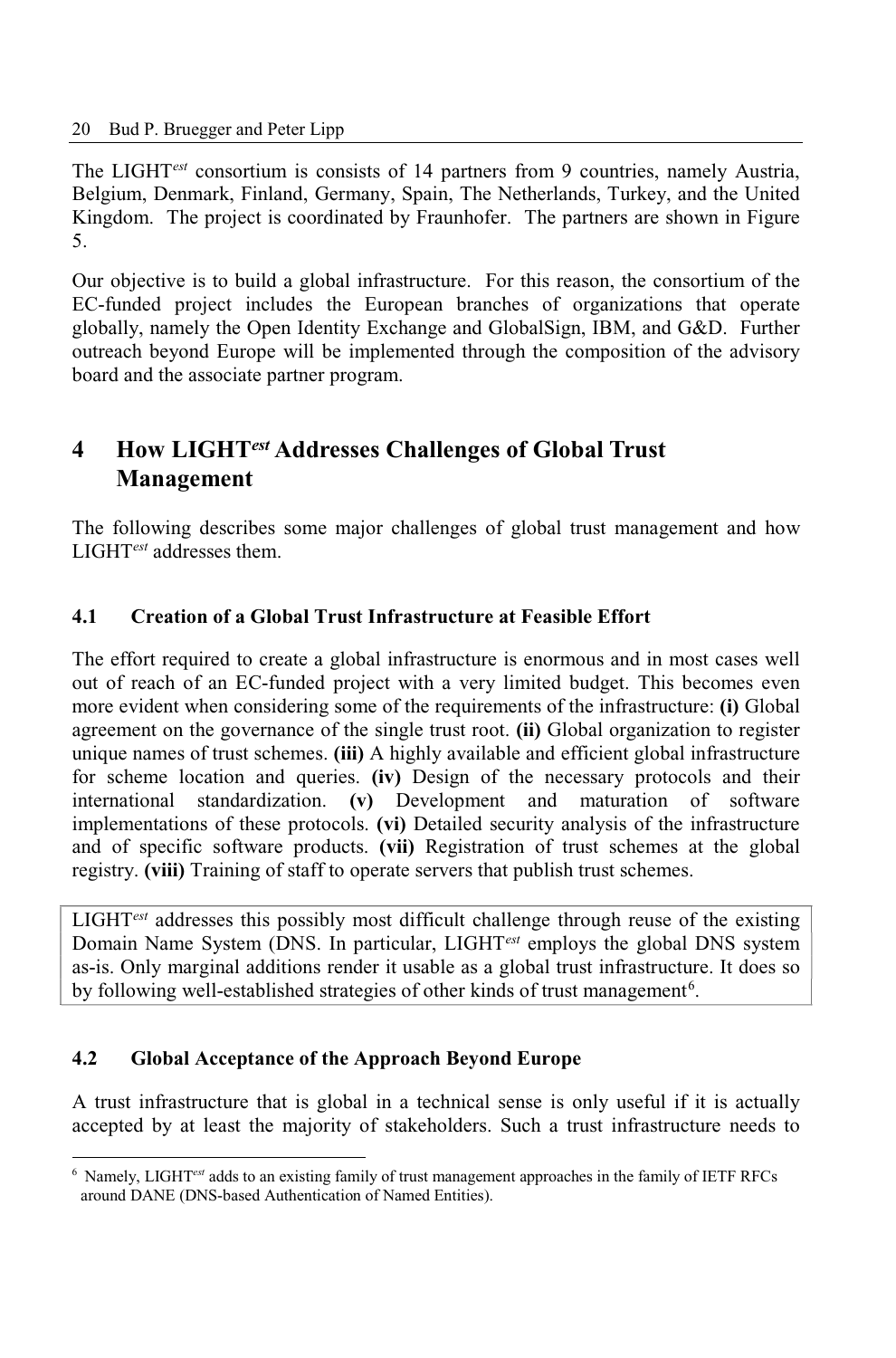The LIGHT*est* consortium is consists of 14 partners from 9 countries, namely Austria, Belgium, Denmark, Finland, Germany, Spain, The Netherlands, Turkey, and the United Kingdom. The project is coordinated by Fraunhofer. The partners are shown in Figure 5.

Our objective is to build a global infrastructure. For this reason, the consortium of the EC-funded project includes the European branches of organizations that operate globally, namely the Open Identity Exchange and GlobalSign, IBM, and G&D. Further outreach beyond Europe will be implemented through the composition of the advisory board and the associate partner program.

# 4 How LIGHT*est* Addresses Challenges of Global Trust Management

The following describes some major challenges of global trust management and how LIGHT*est* addresses them.

## 4.1 Creation of a Global Trust Infrastructure at Feasible Effort

The effort required to create a global infrastructure is enormous and in most cases well out of reach of an EC-funded project with a very limited budget. This becomes even more evident when considering some of the requirements of the infrastructure: **(i)** Global agreement on the governance of the single trust root. **(ii)** Global organization to register unique names of trust schemes. **(iii)** A highly available and efficient global infrastructure for scheme location and queries. **(iv)** Design of the necessary protocols and their international standardization. **(v)** Development and maturation of software implementations of these protocols. **(vi)** Detailed security analysis of the infrastructure and of specific software products. **(vii)** Registration of trust schemes at the global registry. **(viii)** Training of staff to operate servers that publish trust schemes.

LIGHT*est* addresses this possibly most difficult challenge through reuse of the existing Domain Name System (DNS. In particular, LIGHT*est* employs the global DNS system as-is. Only marginal additions render it usable as a global trust infrastructure. It does so by following well-established strategies of other kinds of trust management[6].

## 4.2 Global Acceptance of the Approach Beyond Europe

A trust infrastructure that is global in a technical sense is only useful if it is actually accepted by at least the majority of stakeholders. Such a trust infrastructure needs to

[6] Namely, LIGHT*est* adds to an existing family of trust management approaches in the family of IETF RFCs around DANE (DNS-based Authentication of Named Entities).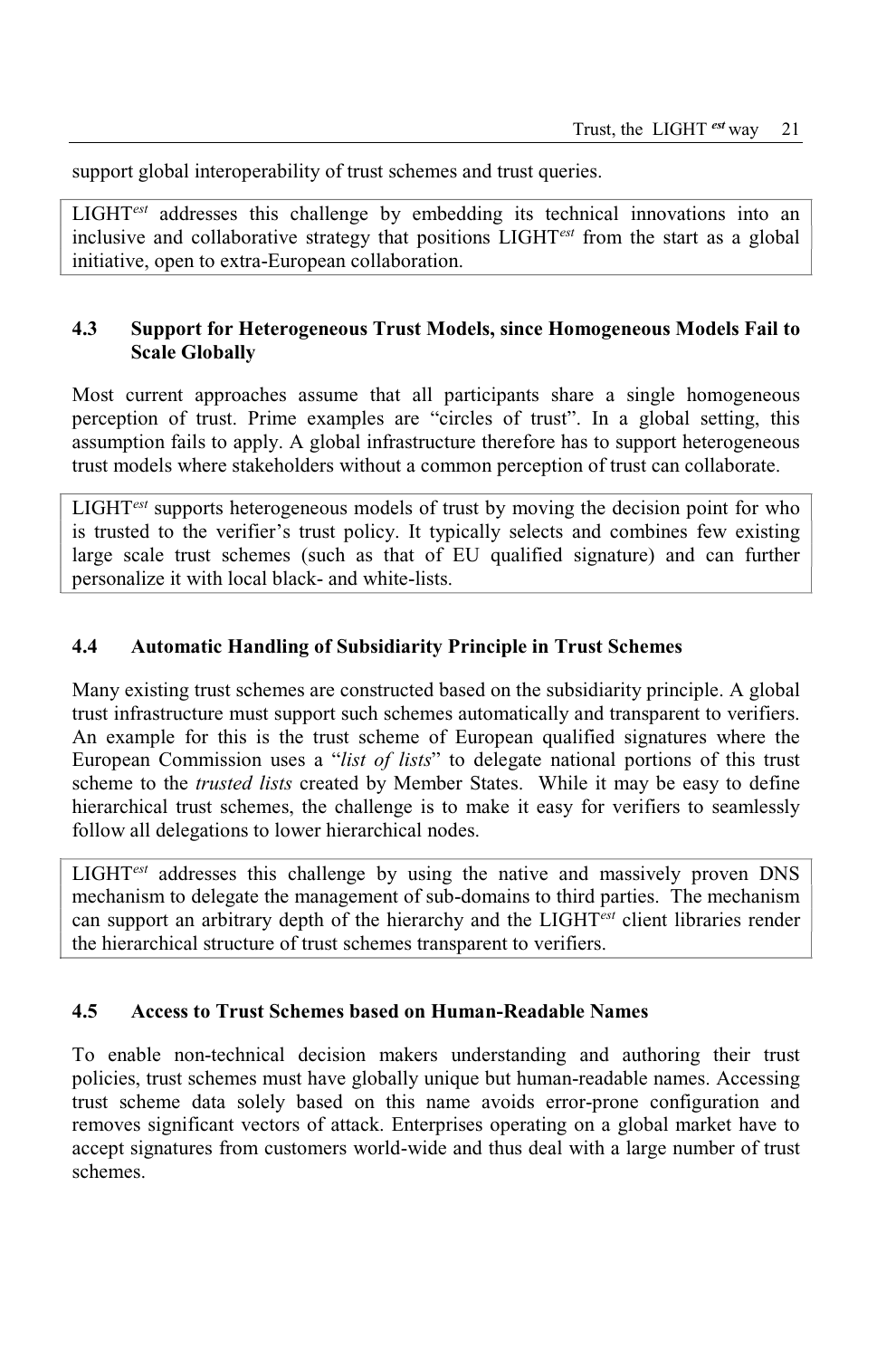support global interoperability of trust schemes and trust queries.

LIGHT$^{est}$ addresses this challenge by embedding its technical innovations into an inclusive and collaborative strategy that positions LIGHT$^{est}$ from the start as a global initiative, open to extra-European collaboration.

### 4.3 Support for Heterogeneous Trust Models, since Homogeneous Models Fail to Scale Globally

Most current approaches assume that all participants share a single homogeneous perception of trust. Prime examples are "circles of trust". In a global setting, this assumption fails to apply. A global infrastructure therefore has to support heterogeneous trust models where stakeholders without a common perception of trust can collaborate.

LIGHT$^{est}$ supports heterogeneous models of trust by moving the decision point for who is trusted to the verifier's trust policy. It typically selects and combines few existing large scale trust schemes (such as that of EU qualified signature) and can further personalize it with local black- and white-lists.

### 4.4 Automatic Handling of Subsidiarity Principle in Trust Schemes

Many existing trust schemes are constructed based on the subsidiarity principle. A global trust infrastructure must support such schemes automatically and transparent to verifiers. An example for this is the trust scheme of European qualified signatures where the European Commission uses a "*list of lists*" to delegate national portions of this trust scheme to the *trusted lists* created by Member States. While it may be easy to define hierarchical trust schemes, the challenge is to make it easy for verifiers to seamlessly follow all delegations to lower hierarchical nodes.

LIGHT$^{est}$ addresses this challenge by using the native and massively proven DNS mechanism to delegate the management of sub-domains to third parties. The mechanism can support an arbitrary depth of the hierarchy and the LIGHT$^{est}$ client libraries render the hierarchical structure of trust schemes transparent to verifiers.

### 4.5 Access to Trust Schemes based on Human-Readable Names

To enable non-technical decision makers understanding and authoring their trust policies, trust schemes must have globally unique but human-readable names. Accessing trust scheme data solely based on this name avoids error-prone configuration and removes significant vectors of attack. Enterprises operating on a global market have to accept signatures from customers world-wide and thus deal with a large number of trust schemes.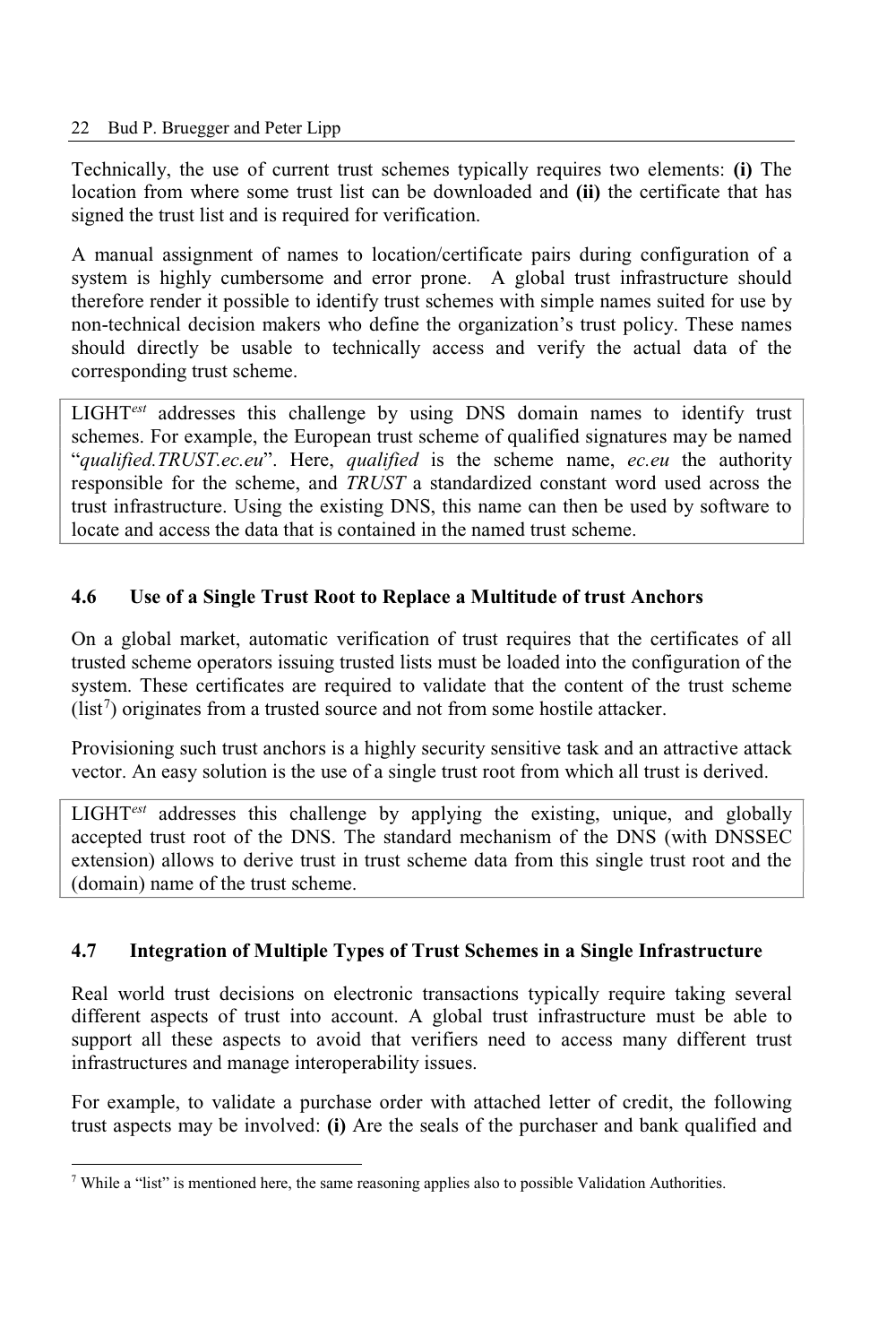Technically, the use of current trust schemes typically requires two elements: **(i)** The location from where some trust list can be downloaded and **(ii)** the certificate that has signed the trust list and is required for verification.

A manual assignment of names to location/certificate pairs during configuration of a system is highly cumbersome and error prone. A global trust infrastructure should therefore render it possible to identify trust schemes with simple names suited for use by non-technical decision makers who define the organization's trust policy. These names should directly be usable to technically access and verify the actual data of the corresponding trust scheme.

> LIGHT*est* addresses this challenge by using DNS domain names to identify trust schemes. For example, the European trust scheme of qualified signatures may be named "*qualified.TRUST.ec.eu*". Here, *qualified* is the scheme name, *ec.eu* the authority responsible for the scheme, and *TRUST* a standardized constant word used across the trust infrastructure. Using the existing DNS, this name can then be used by software to locate and access the data that is contained in the named trust scheme.

### 4.6 Use of a Single Trust Root to Replace a Multitude of trust Anchors

On a global market, automatic verification of trust requires that the certificates of all trusted scheme operators issuing trusted lists must be loaded into the configuration of the system. These certificates are required to validate that the content of the trust scheme (list[7]) originates from a trusted source and not from some hostile attacker.

Provisioning such trust anchors is a highly security sensitive task and an attractive attack vector. An easy solution is the use of a single trust root from which all trust is derived.

> LIGHT*est* addresses this challenge by applying the existing, unique, and globally accepted trust root of the DNS. The standard mechanism of the DNS (with DNSSEC extension) allows to derive trust in trust scheme data from this single trust root and the (domain) name of the trust scheme.

### 4.7 Integration of Multiple Types of Trust Schemes in a Single Infrastructure

Real world trust decisions on electronic transactions typically require taking several different aspects of trust into account. A global trust infrastructure must be able to support all these aspects to avoid that verifiers need to access many different trust infrastructures and manage interoperability issues.

For example, to validate a purchase order with attached letter of credit, the following trust aspects may be involved: **(i)** Are the seals of the purchaser and bank qualified and

---

[7] While a "list" is mentioned here, the same reasoning applies also to possible Validation Authorities.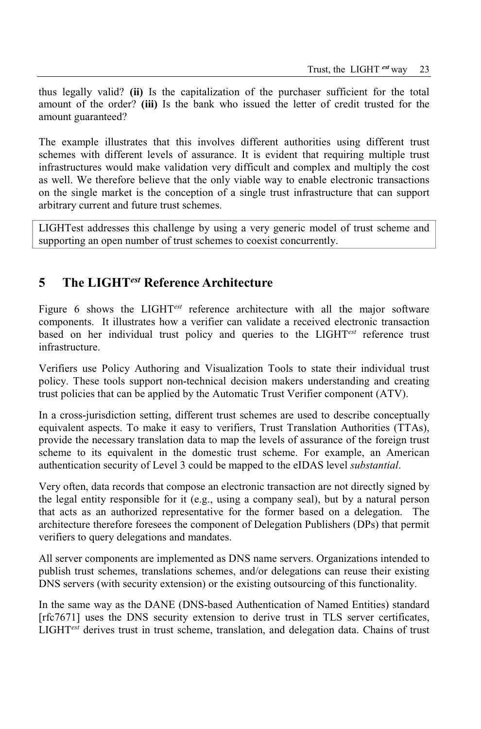thus legally valid? **(ii)** Is the capitalization of the purchaser sufficient for the total amount of the order? **(iii)** Is the bank who issued the letter of credit trusted for the amount guaranteed?

The example illustrates that this involves different authorities using different trust schemes with different levels of assurance. It is evident that requiring multiple trust infrastructures would make validation very difficult and complex and multiply the cost as well. We therefore believe that the only viable way to enable electronic transactions on the single market is the conception of a single trust infrastructure that can support arbitrary current and future trust schemes.

> LIGHTest addresses this challenge by using a very generic model of trust scheme and supporting an open number of trust schemes to coexist concurrently.

## 5 The LIGHT*est* Reference Architecture

Figure 6 shows the LIGHT*est* reference architecture with all the major software components. It illustrates how a verifier can validate a received electronic transaction based on her individual trust policy and queries to the LIGHT*est* reference trust infrastructure.

Verifiers use Policy Authoring and Visualization Tools to state their individual trust policy. These tools support non-technical decision makers understanding and creating trust policies that can be applied by the Automatic Trust Verifier component (ATV).

In a cross-jurisdiction setting, different trust schemes are used to describe conceptually equivalent aspects. To make it easy to verifiers, Trust Translation Authorities (TTAs), provide the necessary translation data to map the levels of assurance of the foreign trust scheme to its equivalent in the domestic trust scheme. For example, an American authentication security of Level 3 could be mapped to the eIDAS level *substantial*.

Very often, data records that compose an electronic transaction are not directly signed by the legal entity responsible for it (e.g., using a company seal), but by a natural person that acts as an authorized representative for the former based on a delegation. The architecture therefore foresees the component of Delegation Publishers (DPs) that permit verifiers to query delegations and mandates.

All server components are implemented as DNS name servers. Organizations intended to publish trust schemes, translations schemes, and/or delegations can reuse their existing DNS servers (with security extension) or the existing outsourcing of this functionality.

In the same way as the DANE (DNS-based Authentication of Named Entities) standard [rfc7671] uses the DNS security extension to derive trust in TLS server certificates, LIGHT*est* derives trust in trust scheme, translation, and delegation data. Chains of trust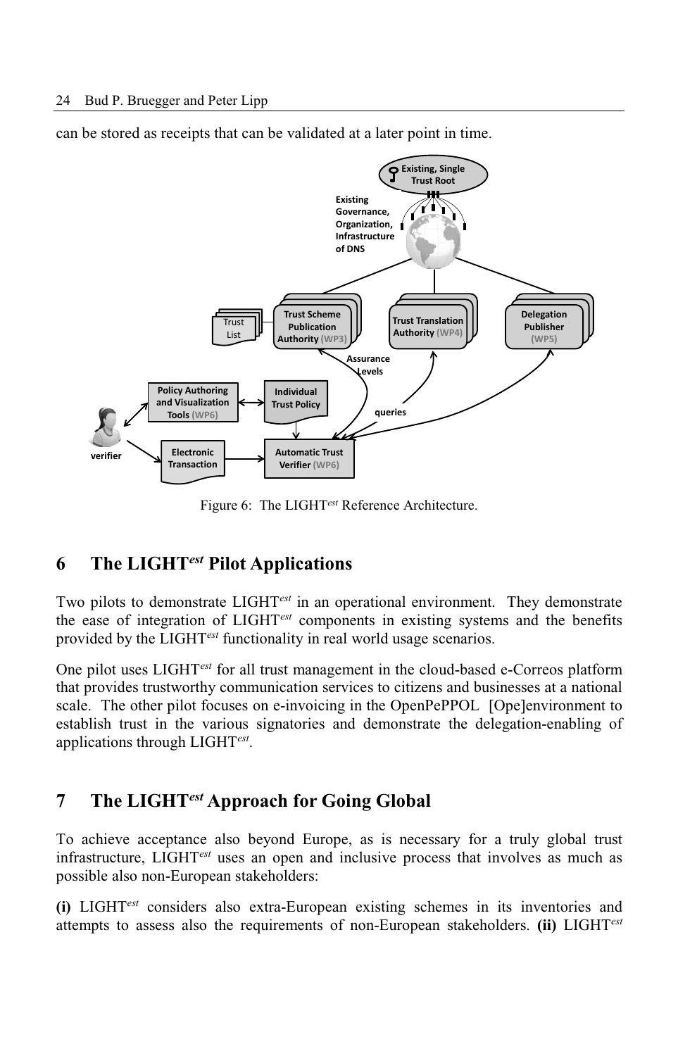can be stored as receipts that can be validated at a later point in time.

Figure 6: The LIGHT*est* Reference Architecture.

## 6 The LIGHT*est* Pilot Applications

Two pilots to demonstrate LIGHT*est* in an operational environment. They demonstrate the ease of integration of LIGHT*est* components in existing systems and the benefits provided by the LIGHT*est* functionality in real world usage scenarios.

One pilot uses LIGHT*est* for all trust management in the cloud-based e-Correos platform that provides trustworthy communication services to citizens and businesses at a national scale. The other pilot focuses on e-invoicing in the OpenPePPOL [Ope]environment to establish trust in the various signatories and demonstrate the delegation-enabling of applications through LIGHT*est*.

## 7 The LIGHT*est* Approach for Going Global

To achieve acceptance also beyond Europe, as is necessary for a truly global trust infrastructure, LIGHT*est* uses an open and inclusive process that involves as much as possible also non-European stakeholders:

**(i)** LIGHT*est* considers also extra-European existing schemes in its inventories and attempts to assess also the requirements of non-European stakeholders. **(ii)** LIGHT*est*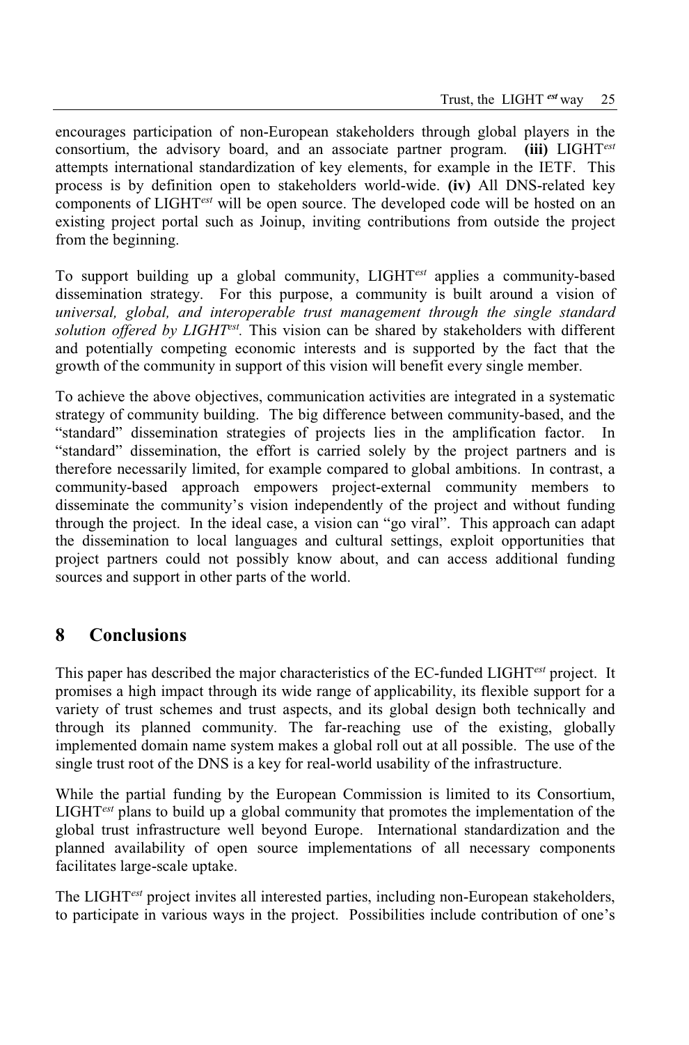encourages participation of non-European stakeholders through global players in the consortium, the advisory board, and an associate partner program. **(iii)** LIGHT$^{est}$ attempts international standardization of key elements, for example in the IETF. This process is by definition open to stakeholders world-wide. **(iv)** All DNS-related key components of LIGHT$^{est}$ will be open source. The developed code will be hosted on an existing project portal such as Joinup, inviting contributions from outside the project from the beginning.

To support building up a global community, LIGHT$^{est}$ applies a community-based dissemination strategy. For this purpose, a community is built around a vision of *universal, global, and interoperable trust management through the single standard solution offered by LIGHT$^{est}$.* This vision can be shared by stakeholders with different and potentially competing economic interests and is supported by the fact that the growth of the community in support of this vision will benefit every single member.

To achieve the above objectives, communication activities are integrated in a systematic strategy of community building. The big difference between community-based, and the "standard" dissemination strategies of projects lies in the amplification factor. In "standard" dissemination, the effort is carried solely by the project partners and is therefore necessarily limited, for example compared to global ambitions. In contrast, a community-based approach empowers project-external community members to disseminate the community's vision independently of the project and without funding through the project. In the ideal case, a vision can "go viral". This approach can adapt the dissemination to local languages and cultural settings, exploit opportunities that project partners could not possibly know about, and can access additional funding sources and support in other parts of the world.

## 8 Conclusions

This paper has described the major characteristics of the EC-funded LIGHT$^{est}$ project. It promises a high impact through its wide range of applicability, its flexible support for a variety of trust schemes and trust aspects, and its global design both technically and through its planned community. The far-reaching use of the existing, globally implemented domain name system makes a global roll out at all possible. The use of the single trust root of the DNS is a key for real-world usability of the infrastructure.

While the partial funding by the European Commission is limited to its Consortium, LIGHT$^{est}$ plans to build up a global community that promotes the implementation of the global trust infrastructure well beyond Europe. International standardization and the planned availability of open source implementations of all necessary components facilitates large-scale uptake.

The LIGHT$^{est}$ project invites all interested parties, including non-European stakeholders, to participate in various ways in the project. Possibilities include contribution of one's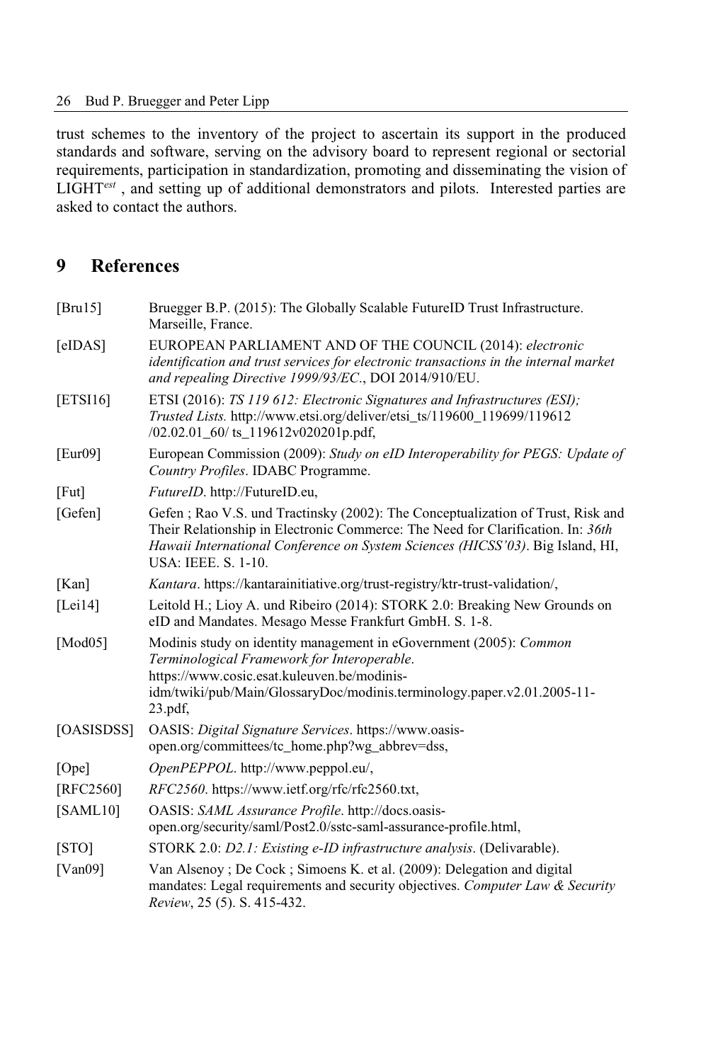trust schemes to the inventory of the project to ascertain its support in the produced standards and software, serving on the advisory board to represent regional or sectorial requirements, participation in standardization, promoting and disseminating the vision of LIGHT$^{est}$ , and setting up of additional demonstrators and pilots. Interested parties are asked to contact the authors.

# 9 References

[Bru15] Bruegger B.P. (2015): The Globally Scalable FutureID Trust Infrastructure. Marseille, France.

[eIDAS] EUROPEAN PARLIAMENT AND OF THE COUNCIL (2014): *electronic identification and trust services for electronic transactions in the internal market and repealing Directive 1999/93/EC.*, DOI 2014/910/EU.

[ETSI16] ETSI (2016): *TS 119 612: Electronic Signatures and Infrastructures (ESI); Trusted Lists.* http://www.etsi.org/deliver/etsi_ts/119600_119699/119612/02.02.01_60/ ts_119612v020201p.pdf,

[Eur09] European Commission (2009): *Study on eID Interoperability for PEGS: Update of Country Profiles*. IDABC Programme.

[Fut] *FutureID*. http://FutureID.eu,

[Gefen] Gefen ; Rao V.S. und Tractinsky (2002): The Conceptualization of Trust, Risk and Their Relationship in Electronic Commerce: The Need for Clarification. In: *36th Hawaii International Conference on System Sciences (HICSS'03)*. Big Island, HI, USA: IEEE. S. 1-10.

[Kan] *Kantara*. https://kantarainitiative.org/trust-registry/ktr-trust-validation/,

[Lei14] Leitold H.; Lioy A. und Ribeiro (2014): STORK 2.0: Breaking New Grounds on eID and Mandates. Mesago Messe Frankfurt GmbH. S. 1-8.

[Mod05] Modinis study on identity management in eGovernment (2005): *Common Terminological Framework for Interoperable*. https://www.cosic.esat.kuleuven.be/modinis-idm/twiki/pub/Main/GlossaryDoc/modinis.terminology.paper.v2.01.2005-11-23.pdf,

[OASISDSS] OASIS: *Digital Signature Services*. https://www.oasis-open.org/committees/tc_home.php?wg_abbrev=dss,

[Ope] *OpenPEPPOL*. http://www.peppol.eu/,

[RFC2560] *RFC2560*. https://www.ietf.org/rfc/rfc2560.txt,

[SAML10] OASIS: *SAML Assurance Profile*. http://docs.oasis-open.org/security/saml/Post2.0/sstc-saml-assurance-profile.html,

[STO] STORK 2.0: *D2.1: Existing e-ID infrastructure analysis*. (Delivarable).

[Van09] Van Alsenoy ; De Cock ; Simoens K. et al. (2009): Delegation and digital mandates: Legal requirements and security objectives. *Computer Law & Security Review*, 25 (5). S. 415-432.